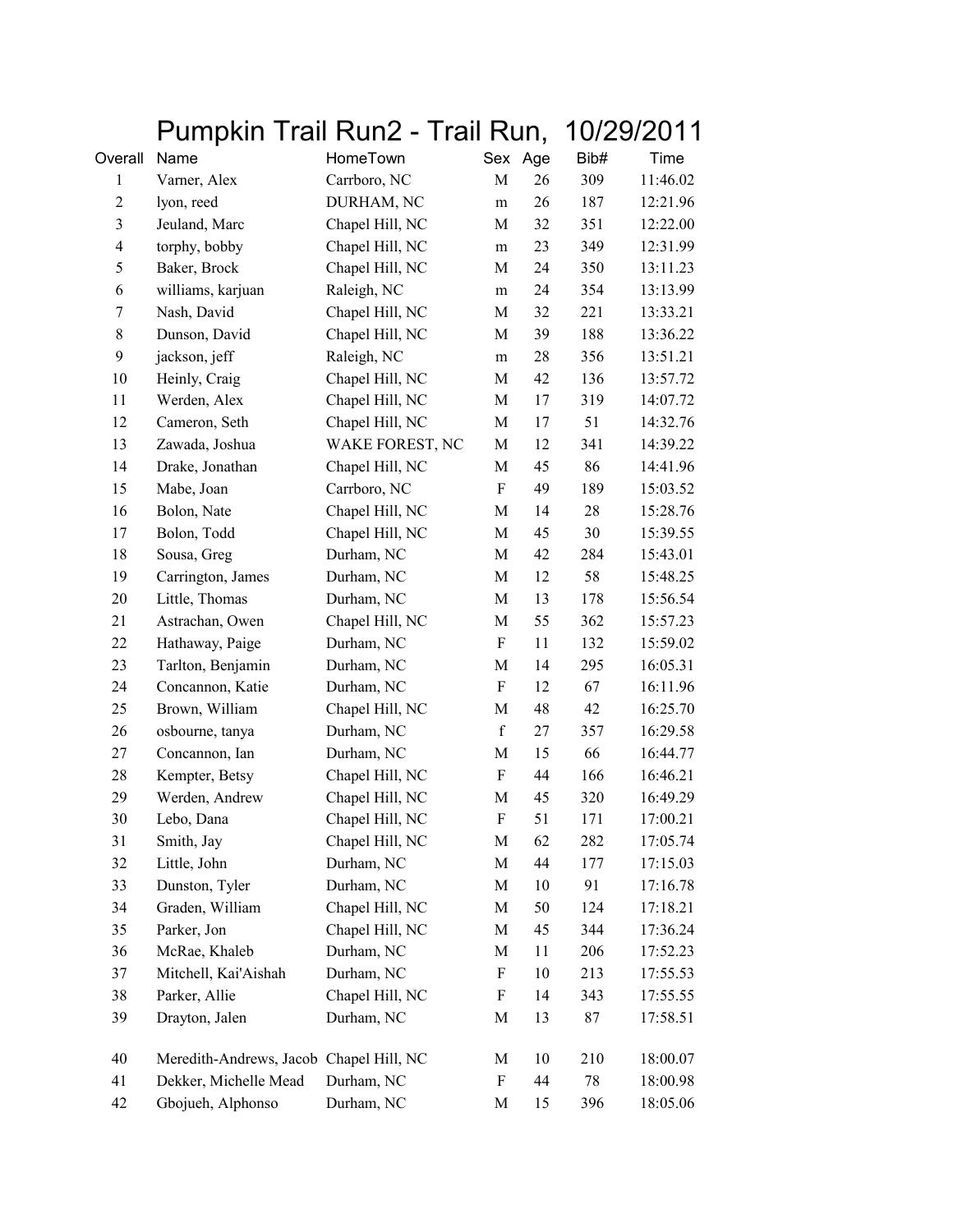# Pumpkin Trail Run2 - Trail Run, 10/29/2011

| Overall | Name | HomeTown | Sex | Age | Bib# | Time |
|---|---|---|---|---|---|---|
| 1 | Varner, Alex | Carrboro, NC | M | 26 | 309 | 11:46.02 |
| 2 | lyon, reed | DURHAM, NC | m | 26 | 187 | 12:21.96 |
| 3 | Jeuland, Marc | Chapel Hill, NC | M | 32 | 351 | 12:22.00 |
| 4 | torphy, bobby | Chapel Hill, NC | m | 23 | 349 | 12:31.99 |
| 5 | Baker, Brock | Chapel Hill, NC | M | 24 | 350 | 13:11.23 |
| 6 | williams, karjuan | Raleigh, NC | m | 24 | 354 | 13:13.99 |
| 7 | Nash, David | Chapel Hill, NC | M | 32 | 221 | 13:33.21 |
| 8 | Dunson, David | Chapel Hill, NC | M | 39 | 188 | 13:36.22 |
| 9 | jackson, jeff | Raleigh, NC | m | 28 | 356 | 13:51.21 |
| 10 | Heinly, Craig | Chapel Hill, NC | M | 42 | 136 | 13:57.72 |
| 11 | Werden, Alex | Chapel Hill, NC | M | 17 | 319 | 14:07.72 |
| 12 | Cameron, Seth | Chapel Hill, NC | M | 17 | 51 | 14:32.76 |
| 13 | Zawada, Joshua | WAKE FOREST, NC | M | 12 | 341 | 14:39.22 |
| 14 | Drake, Jonathan | Chapel Hill, NC | M | 45 | 86 | 14:41.96 |
| 15 | Mabe, Joan | Carrboro, NC | F | 49 | 189 | 15:03.52 |
| 16 | Bolon, Nate | Chapel Hill, NC | M | 14 | 28 | 15:28.76 |
| 17 | Bolon, Todd | Chapel Hill, NC | M | 45 | 30 | 15:39.55 |
| 18 | Sousa, Greg | Durham, NC | M | 42 | 284 | 15:43.01 |
| 19 | Carrington, James | Durham, NC | M | 12 | 58 | 15:48.25 |
| 20 | Little, Thomas | Durham, NC | M | 13 | 178 | 15:56.54 |
| 21 | Astrachan, Owen | Chapel Hill, NC | M | 55 | 362 | 15:57.23 |
| 22 | Hathaway, Paige | Durham, NC | F | 11 | 132 | 15:59.02 |
| 23 | Tarlton, Benjamin | Durham, NC | M | 14 | 295 | 16:05.31 |
| 24 | Concannon, Katie | Durham, NC | F | 12 | 67 | 16:11.96 |
| 25 | Brown, William | Chapel Hill, NC | M | 48 | 42 | 16:25.70 |
| 26 | osbourne, tanya | Durham, NC | f | 27 | 357 | 16:29.58 |
| 27 | Concannon, Ian | Durham, NC | M | 15 | 66 | 16:44.77 |
| 28 | Kempter, Betsy | Chapel Hill, NC | F | 44 | 166 | 16:46.21 |
| 29 | Werden, Andrew | Chapel Hill, NC | M | 45 | 320 | 16:49.29 |
| 30 | Lebo, Dana | Chapel Hill, NC | F | 51 | 171 | 17:00.21 |
| 31 | Smith, Jay | Chapel Hill, NC | M | 62 | 282 | 17:05.74 |
| 32 | Little, John | Durham, NC | M | 44 | 177 | 17:15.03 |
| 33 | Dunston, Tyler | Durham, NC | M | 10 | 91 | 17:16.78 |
| 34 | Graden, William | Chapel Hill, NC | M | 50 | 124 | 17:18.21 |
| 35 | Parker, Jon | Chapel Hill, NC | M | 45 | 344 | 17:36.24 |
| 36 | McRae, Khaleb | Durham, NC | M | 11 | 206 | 17:52.23 |
| 37 | Mitchell, Kai'Aishah | Durham, NC | F | 10 | 213 | 17:55.53 |
| 38 | Parker, Allie | Chapel Hill, NC | F | 14 | 343 | 17:55.55 |
| 39 | Drayton, Jalen | Durham, NC | M | 13 | 87 | 17:58.51 |
| 40 | Meredith-Andrews, Jacob | Chapel Hill, NC | M | 10 | 210 | 18:00.07 |
| 41 | Dekker, Michelle Mead | Durham, NC | F | 44 | 78 | 18:00.98 |
| 42 | Gbojueh, Alphonso | Durham, NC | M | 15 | 396 | 18:05.06 |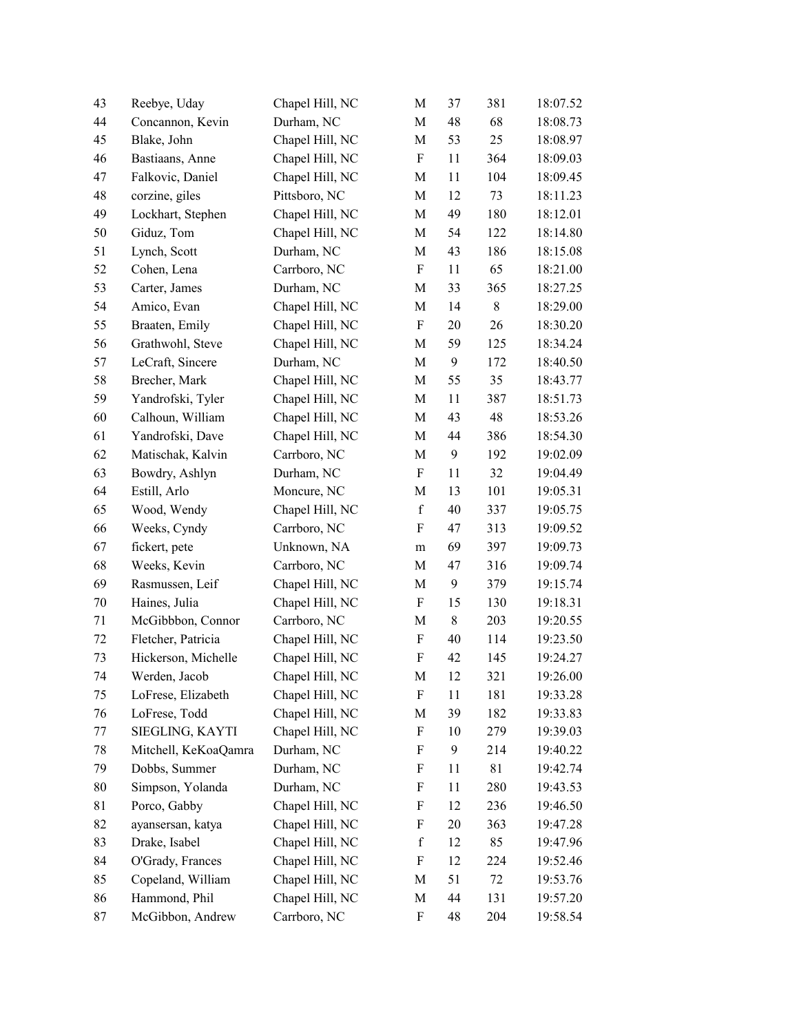| | | | | | | |
|---|---|---|---|---|---|---|
| 43 | Reebye, Uday | Chapel Hill, NC | M | 37 | 381 | 18:07.52 |
| 44 | Concannon, Kevin | Durham, NC | M | 48 | 68 | 18:08.73 |
| 45 | Blake, John | Chapel Hill, NC | M | 53 | 25 | 18:08.97 |
| 46 | Bastiaans, Anne | Chapel Hill, NC | F | 11 | 364 | 18:09.03 |
| 47 | Falkovic, Daniel | Chapel Hill, NC | M | 11 | 104 | 18:09.45 |
| 48 | corzine, giles | Pittsboro, NC | M | 12 | 73 | 18:11.23 |
| 49 | Lockhart, Stephen | Chapel Hill, NC | M | 49 | 180 | 18:12.01 |
| 50 | Giduz, Tom | Chapel Hill, NC | M | 54 | 122 | 18:14.80 |
| 51 | Lynch, Scott | Durham, NC | M | 43 | 186 | 18:15.08 |
| 52 | Cohen, Lena | Carrboro, NC | F | 11 | 65 | 18:21.00 |
| 53 | Carter, James | Durham, NC | M | 33 | 365 | 18:27.25 |
| 54 | Amico, Evan | Chapel Hill, NC | M | 14 | 8 | 18:29.00 |
| 55 | Braaten, Emily | Chapel Hill, NC | F | 20 | 26 | 18:30.20 |
| 56 | Grathwohl, Steve | Chapel Hill, NC | M | 59 | 125 | 18:34.24 |
| 57 | LeCraft, Sincere | Durham, NC | M | 9 | 172 | 18:40.50 |
| 58 | Brecher, Mark | Chapel Hill, NC | M | 55 | 35 | 18:43.77 |
| 59 | Yandrofski, Tyler | Chapel Hill, NC | M | 11 | 387 | 18:51.73 |
| 60 | Calhoun, William | Chapel Hill, NC | M | 43 | 48 | 18:53.26 |
| 61 | Yandrofski, Dave | Chapel Hill, NC | M | 44 | 386 | 18:54.30 |
| 62 | Matischak, Kalvin | Carrboro, NC | M | 9 | 192 | 19:02.09 |
| 63 | Bowdry, Ashlyn | Durham, NC | F | 11 | 32 | 19:04.49 |
| 64 | Estill, Arlo | Moncure, NC | M | 13 | 101 | 19:05.31 |
| 65 | Wood, Wendy | Chapel Hill, NC | f | 40 | 337 | 19:05.75 |
| 66 | Weeks, Cyndy | Carrboro, NC | F | 47 | 313 | 19:09.52 |
| 67 | fickert, pete | Unknown, NA | m | 69 | 397 | 19:09.73 |
| 68 | Weeks, Kevin | Carrboro, NC | M | 47 | 316 | 19:09.74 |
| 69 | Rasmussen, Leif | Chapel Hill, NC | M | 9 | 379 | 19:15.74 |
| 70 | Haines, Julia | Chapel Hill, NC | F | 15 | 130 | 19:18.31 |
| 71 | McGibbbon, Connor | Carrboro, NC | M | 8 | 203 | 19:20.55 |
| 72 | Fletcher, Patricia | Chapel Hill, NC | F | 40 | 114 | 19:23.50 |
| 73 | Hickerson, Michelle | Chapel Hill, NC | F | 42 | 145 | 19:24.27 |
| 74 | Werden, Jacob | Chapel Hill, NC | M | 12 | 321 | 19:26.00 |
| 75 | LoFrese, Elizabeth | Chapel Hill, NC | F | 11 | 181 | 19:33.28 |
| 76 | LoFrese, Todd | Chapel Hill, NC | M | 39 | 182 | 19:33.83 |
| 77 | SIEGLING, KAYTI | Chapel Hill, NC | F | 10 | 279 | 19:39.03 |
| 78 | Mitchell, KeKoaQamra | Durham, NC | F | 9 | 214 | 19:40.22 |
| 79 | Dobbs, Summer | Durham, NC | F | 11 | 81 | 19:42.74 |
| 80 | Simpson, Yolanda | Durham, NC | F | 11 | 280 | 19:43.53 |
| 81 | Porco, Gabby | Chapel Hill, NC | F | 12 | 236 | 19:46.50 |
| 82 | ayansersan, katya | Chapel Hill, NC | F | 20 | 363 | 19:47.28 |
| 83 | Drake, Isabel | Chapel Hill, NC | f | 12 | 85 | 19:47.96 |
| 84 | O'Grady, Frances | Chapel Hill, NC | F | 12 | 224 | 19:52.46 |
| 85 | Copeland, William | Chapel Hill, NC | M | 51 | 72 | 19:53.76 |
| 86 | Hammond, Phil | Chapel Hill, NC | M | 44 | 131 | 19:57.20 |
| 87 | McGibbon, Andrew | Carrboro, NC | F | 48 | 204 | 19:58.54 |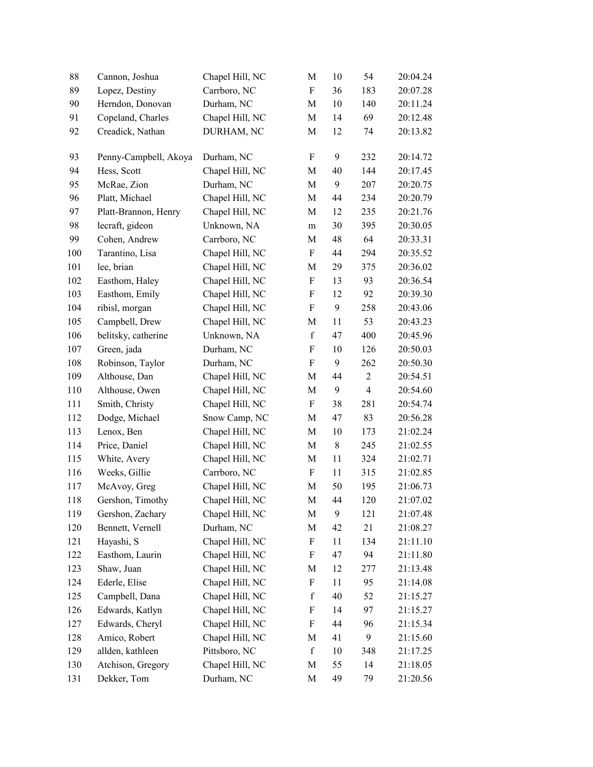| | | | | | | |
|---|---|---|---|---|---|---|
| 88 | Cannon, Joshua | Chapel Hill, NC | M | 10 | 54 | 20:04.24 |
| 89 | Lopez, Destiny | Carrboro, NC | F | 36 | 183 | 20:07.28 |
| 90 | Herndon, Donovan | Durham, NC | M | 10 | 140 | 20:11.24 |
| 91 | Copeland, Charles | Chapel Hill, NC | M | 14 | 69 | 20:12.48 |
| 92 | Creadick, Nathan | DURHAM, NC | M | 12 | 74 | 20:13.82 |
| 93 | Penny-Campbell, Akoya | Durham, NC | F | 9 | 232 | 20:14.72 |
| 94 | Hess, Scott | Chapel Hill, NC | M | 40 | 144 | 20:17.45 |
| 95 | McRae, Zion | Durham, NC | M | 9 | 207 | 20:20.75 |
| 96 | Platt, Michael | Chapel Hill, NC | M | 44 | 234 | 20:20.79 |
| 97 | Platt-Brannon, Henry | Chapel Hill, NC | M | 12 | 235 | 20:21.76 |
| 98 | lecraft, gideon | Unknown, NA | m | 30 | 395 | 20:30.05 |
| 99 | Cohen, Andrew | Carrboro, NC | M | 48 | 64 | 20:33.31 |
| 100 | Tarantino, Lisa | Chapel Hill, NC | F | 44 | 294 | 20:35.52 |
| 101 | lee, brian | Chapel Hill, NC | M | 29 | 375 | 20:36.02 |
| 102 | Easthom, Haley | Chapel Hill, NC | F | 13 | 93 | 20:36.54 |
| 103 | Easthom, Emily | Chapel Hill, NC | F | 12 | 92 | 20:39.30 |
| 104 | ribisl, morgan | Chapel Hill, NC | F | 9 | 258 | 20:43.06 |
| 105 | Campbell, Drew | Chapel Hill, NC | M | 11 | 53 | 20:43.23 |
| 106 | belitsky, catherine | Unknown, NA | f | 47 | 400 | 20:45.96 |
| 107 | Green, jada | Durham, NC | F | 10 | 126 | 20:50.03 |
| 108 | Robinson, Taylor | Durham, NC | F | 9 | 262 | 20:50.30 |
| 109 | Althouse, Dan | Chapel Hill, NC | M | 44 | 2 | 20:54.51 |
| 110 | Althouse, Owen | Chapel Hill, NC | M | 9 | 4 | 20:54.60 |
| 111 | Smith, Christy | Chapel Hill, NC | F | 38 | 281 | 20:54.74 |
| 112 | Dodge, Michael | Snow Camp, NC | M | 47 | 83 | 20:56.28 |
| 113 | Lenox, Ben | Chapel Hill, NC | M | 10 | 173 | 21:02.24 |
| 114 | Price, Daniel | Chapel Hill, NC | M | 8 | 245 | 21:02.55 |
| 115 | White, Avery | Chapel Hill, NC | M | 11 | 324 | 21:02.71 |
| 116 | Weeks, Gillie | Carrboro, NC | F | 11 | 315 | 21:02.85 |
| 117 | McAvoy, Greg | Chapel Hill, NC | M | 50 | 195 | 21:06.73 |
| 118 | Gershon, Timothy | Chapel Hill, NC | M | 44 | 120 | 21:07.02 |
| 119 | Gershon, Zachary | Chapel Hill, NC | M | 9 | 121 | 21:07.48 |
| 120 | Bennett, Vernell | Durham, NC | M | 42 | 21 | 21:08.27 |
| 121 | Hayashi, S | Chapel Hill, NC | F | 11 | 134 | 21:11.10 |
| 122 | Easthom, Laurin | Chapel Hill, NC | F | 47 | 94 | 21:11.80 |
| 123 | Shaw, Juan | Chapel Hill, NC | M | 12 | 277 | 21:13.48 |
| 124 | Ederle, Elise | Chapel Hill, NC | F | 11 | 95 | 21:14.08 |
| 125 | Campbell, Dana | Chapel Hill, NC | f | 40 | 52 | 21:15.27 |
| 126 | Edwards, Katlyn | Chapel Hill, NC | F | 14 | 97 | 21:15.27 |
| 127 | Edwards, Cheryl | Chapel Hill, NC | F | 44 | 96 | 21:15.34 |
| 128 | Amico, Robert | Chapel Hill, NC | M | 41 | 9 | 21:15.60 |
| 129 | allden, kathleen | Pittsboro, NC | f | 10 | 348 | 21:17.25 |
| 130 | Atchison, Gregory | Chapel Hill, NC | M | 55 | 14 | 21:18.05 |
| 131 | Dekker, Tom | Durham, NC | M | 49 | 79 | 21:20.56 |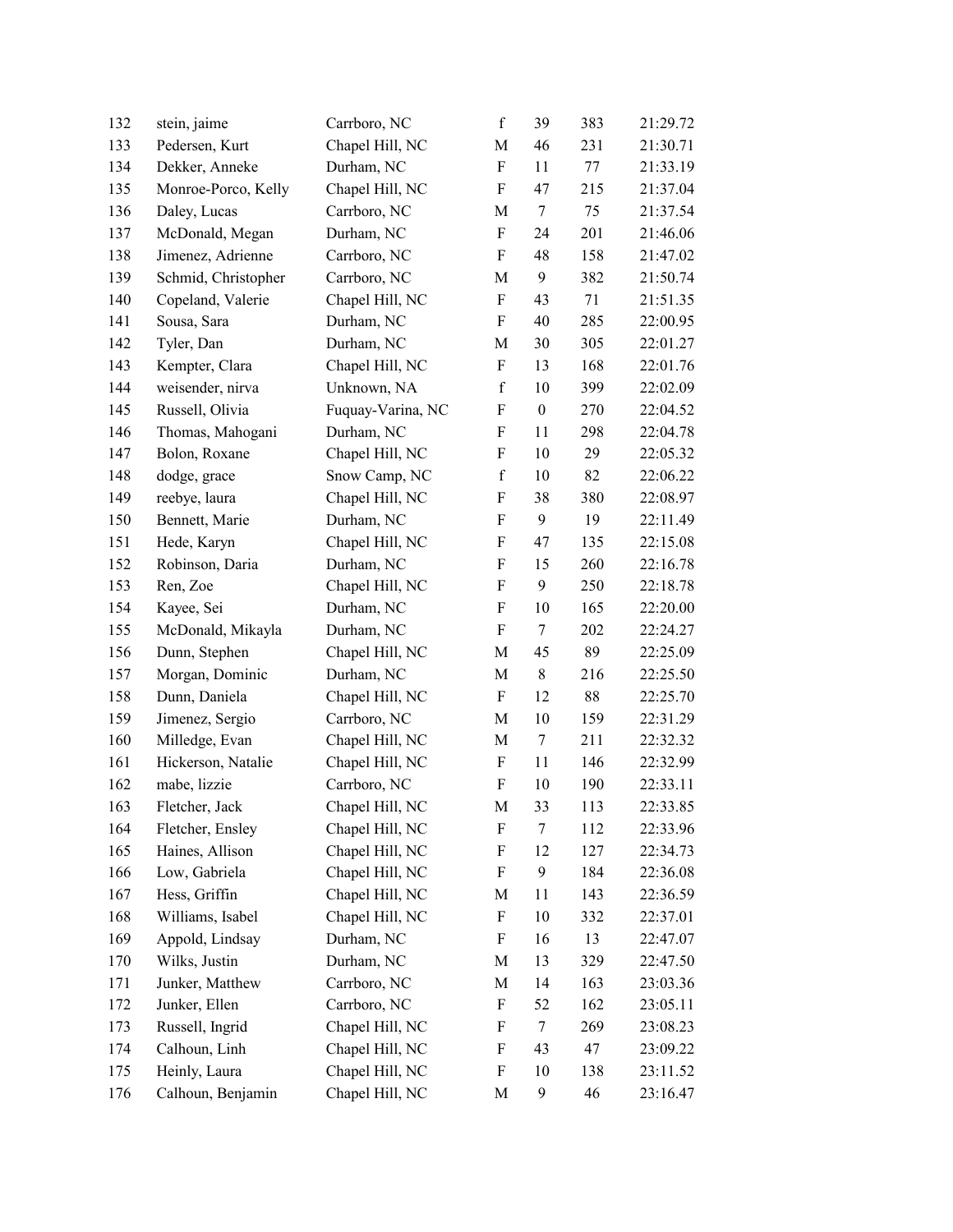| 132 | stein, jaime | Carrboro, NC | f | 39 | 383 | 21:29.72 |
|---|---|---|---|---|---|---|
| 133 | Pedersen, Kurt | Chapel Hill, NC | M | 46 | 231 | 21:30.71 |
| 134 | Dekker, Anneke | Durham, NC | F | 11 | 77 | 21:33.19 |
| 135 | Monroe-Porco, Kelly | Chapel Hill, NC | F | 47 | 215 | 21:37.04 |
| 136 | Daley, Lucas | Carrboro, NC | M | 7 | 75 | 21:37.54 |
| 137 | McDonald, Megan | Durham, NC | F | 24 | 201 | 21:46.06 |
| 138 | Jimenez, Adrienne | Carrboro, NC | F | 48 | 158 | 21:47.02 |
| 139 | Schmid, Christopher | Carrboro, NC | M | 9 | 382 | 21:50.74 |
| 140 | Copeland, Valerie | Chapel Hill, NC | F | 43 | 71 | 21:51.35 |
| 141 | Sousa, Sara | Durham, NC | F | 40 | 285 | 22:00.95 |
| 142 | Tyler, Dan | Durham, NC | M | 30 | 305 | 22:01.27 |
| 143 | Kempter, Clara | Chapel Hill, NC | F | 13 | 168 | 22:01.76 |
| 144 | weisender, nirva | Unknown, NA | f | 10 | 399 | 22:02.09 |
| 145 | Russell, Olivia | Fuquay-Varina, NC | F | 0 | 270 | 22:04.52 |
| 146 | Thomas, Mahogani | Durham, NC | F | 11 | 298 | 22:04.78 |
| 147 | Bolon, Roxane | Chapel Hill, NC | F | 10 | 29 | 22:05.32 |
| 148 | dodge, grace | Snow Camp, NC | f | 10 | 82 | 22:06.22 |
| 149 | reebye, laura | Chapel Hill, NC | F | 38 | 380 | 22:08.97 |
| 150 | Bennett, Marie | Durham, NC | F | 9 | 19 | 22:11.49 |
| 151 | Hede, Karyn | Chapel Hill, NC | F | 47 | 135 | 22:15.08 |
| 152 | Robinson, Daria | Durham, NC | F | 15 | 260 | 22:16.78 |
| 153 | Ren, Zoe | Chapel Hill, NC | F | 9 | 250 | 22:18.78 |
| 154 | Kayee, Sei | Durham, NC | F | 10 | 165 | 22:20.00 |
| 155 | McDonald, Mikayla | Durham, NC | F | 7 | 202 | 22:24.27 |
| 156 | Dunn, Stephen | Chapel Hill, NC | M | 45 | 89 | 22:25.09 |
| 157 | Morgan, Dominic | Durham, NC | M | 8 | 216 | 22:25.50 |
| 158 | Dunn, Daniela | Chapel Hill, NC | F | 12 | 88 | 22:25.70 |
| 159 | Jimenez, Sergio | Carrboro, NC | M | 10 | 159 | 22:31.29 |
| 160 | Milledge, Evan | Chapel Hill, NC | M | 7 | 211 | 22:32.32 |
| 161 | Hickerson, Natalie | Chapel Hill, NC | F | 11 | 146 | 22:32.99 |
| 162 | mabe, lizzie | Carrboro, NC | F | 10 | 190 | 22:33.11 |
| 163 | Fletcher, Jack | Chapel Hill, NC | M | 33 | 113 | 22:33.85 |
| 164 | Fletcher, Ensley | Chapel Hill, NC | F | 7 | 112 | 22:33.96 |
| 165 | Haines, Allison | Chapel Hill, NC | F | 12 | 127 | 22:34.73 |
| 166 | Low, Gabriela | Chapel Hill, NC | F | 9 | 184 | 22:36.08 |
| 167 | Hess, Griffin | Chapel Hill, NC | M | 11 | 143 | 22:36.59 |
| 168 | Williams, Isabel | Chapel Hill, NC | F | 10 | 332 | 22:37.01 |
| 169 | Appold, Lindsay | Durham, NC | F | 16 | 13 | 22:47.07 |
| 170 | Wilks, Justin | Durham, NC | M | 13 | 329 | 22:47.50 |
| 171 | Junker, Matthew | Carrboro, NC | M | 14 | 163 | 23:03.36 |
| 172 | Junker, Ellen | Carrboro, NC | F | 52 | 162 | 23:05.11 |
| 173 | Russell, Ingrid | Chapel Hill, NC | F | 7 | 269 | 23:08.23 |
| 174 | Calhoun, Linh | Chapel Hill, NC | F | 43 | 47 | 23:09.22 |
| 175 | Heinly, Laura | Chapel Hill, NC | F | 10 | 138 | 23:11.52 |
| 176 | Calhoun, Benjamin | Chapel Hill, NC | M | 9 | 46 | 23:16.47 |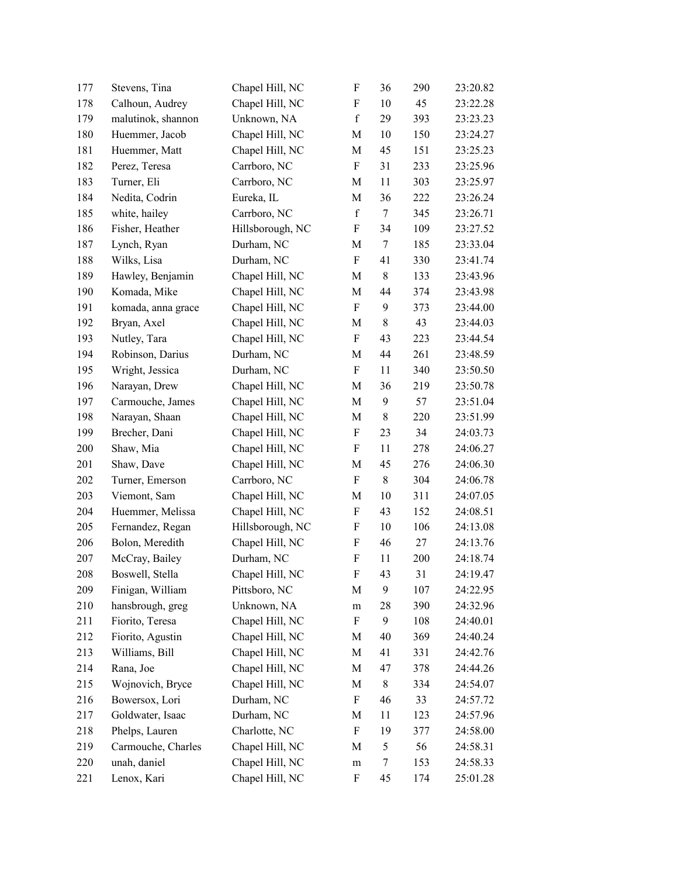| | | | | | | |
|---|---|---|---|---|---|---|
| 177 | Stevens, Tina | Chapel Hill, NC | F | 36 | 290 | 23:20.82 |
| 178 | Calhoun, Audrey | Chapel Hill, NC | F | 10 | 45 | 23:22.28 |
| 179 | malutinok, shannon | Unknown, NA | f | 29 | 393 | 23:23.23 |
| 180 | Huemmer, Jacob | Chapel Hill, NC | M | 10 | 150 | 23:24.27 |
| 181 | Huemmer, Matt | Chapel Hill, NC | M | 45 | 151 | 23:25.23 |
| 182 | Perez, Teresa | Carrboro, NC | F | 31 | 233 | 23:25.96 |
| 183 | Turner, Eli | Carrboro, NC | M | 11 | 303 | 23:25.97 |
| 184 | Nedita, Codrin | Eureka, IL | M | 36 | 222 | 23:26.24 |
| 185 | white, hailey | Carrboro, NC | f | 7 | 345 | 23:26.71 |
| 186 | Fisher, Heather | Hillsborough, NC | F | 34 | 109 | 23:27.52 |
| 187 | Lynch, Ryan | Durham, NC | M | 7 | 185 | 23:33.04 |
| 188 | Wilks, Lisa | Durham, NC | F | 41 | 330 | 23:41.74 |
| 189 | Hawley, Benjamin | Chapel Hill, NC | M | 8 | 133 | 23:43.96 |
| 190 | Komada, Mike | Chapel Hill, NC | M | 44 | 374 | 23:43.98 |
| 191 | komada, anna grace | Chapel Hill, NC | F | 9 | 373 | 23:44.00 |
| 192 | Bryan, Axel | Chapel Hill, NC | M | 8 | 43 | 23:44.03 |
| 193 | Nutley, Tara | Chapel Hill, NC | F | 43 | 223 | 23:44.54 |
| 194 | Robinson, Darius | Durham, NC | M | 44 | 261 | 23:48.59 |
| 195 | Wright, Jessica | Durham, NC | F | 11 | 340 | 23:50.50 |
| 196 | Narayan, Drew | Chapel Hill, NC | M | 36 | 219 | 23:50.78 |
| 197 | Carmouche, James | Chapel Hill, NC | M | 9 | 57 | 23:51.04 |
| 198 | Narayan, Shaan | Chapel Hill, NC | M | 8 | 220 | 23:51.99 |
| 199 | Brecher, Dani | Chapel Hill, NC | F | 23 | 34 | 24:03.73 |
| 200 | Shaw, Mia | Chapel Hill, NC | F | 11 | 278 | 24:06.27 |
| 201 | Shaw, Dave | Chapel Hill, NC | M | 45 | 276 | 24:06.30 |
| 202 | Turner, Emerson | Carrboro, NC | F | 8 | 304 | 24:06.78 |
| 203 | Viemont, Sam | Chapel Hill, NC | M | 10 | 311 | 24:07.05 |
| 204 | Huemmer, Melissa | Chapel Hill, NC | F | 43 | 152 | 24:08.51 |
| 205 | Fernandez, Regan | Hillsborough, NC | F | 10 | 106 | 24:13.08 |
| 206 | Bolon, Meredith | Chapel Hill, NC | F | 46 | 27 | 24:13.76 |
| 207 | McCray, Bailey | Durham, NC | F | 11 | 200 | 24:18.74 |
| 208 | Boswell, Stella | Chapel Hill, NC | F | 43 | 31 | 24:19.47 |
| 209 | Finigan, William | Pittsboro, NC | M | 9 | 107 | 24:22.95 |
| 210 | hansbrough, greg | Unknown, NA | m | 28 | 390 | 24:32.96 |
| 211 | Fiorito, Teresa | Chapel Hill, NC | F | 9 | 108 | 24:40.01 |
| 212 | Fiorito, Agustin | Chapel Hill, NC | M | 40 | 369 | 24:40.24 |
| 213 | Williams, Bill | Chapel Hill, NC | M | 41 | 331 | 24:42.76 |
| 214 | Rana, Joe | Chapel Hill, NC | M | 47 | 378 | 24:44.26 |
| 215 | Wojnovich, Bryce | Chapel Hill, NC | M | 8 | 334 | 24:54.07 |
| 216 | Bowersox, Lori | Durham, NC | F | 46 | 33 | 24:57.72 |
| 217 | Goldwater, Isaac | Durham, NC | M | 11 | 123 | 24:57.96 |
| 218 | Phelps, Lauren | Charlotte, NC | F | 19 | 377 | 24:58.00 |
| 219 | Carmouche, Charles | Chapel Hill, NC | M | 5 | 56 | 24:58.31 |
| 220 | unah, daniel | Chapel Hill, NC | m | 7 | 153 | 24:58.33 |
| 221 | Lenox, Kari | Chapel Hill, NC | F | 45 | 174 | 25:01.28 |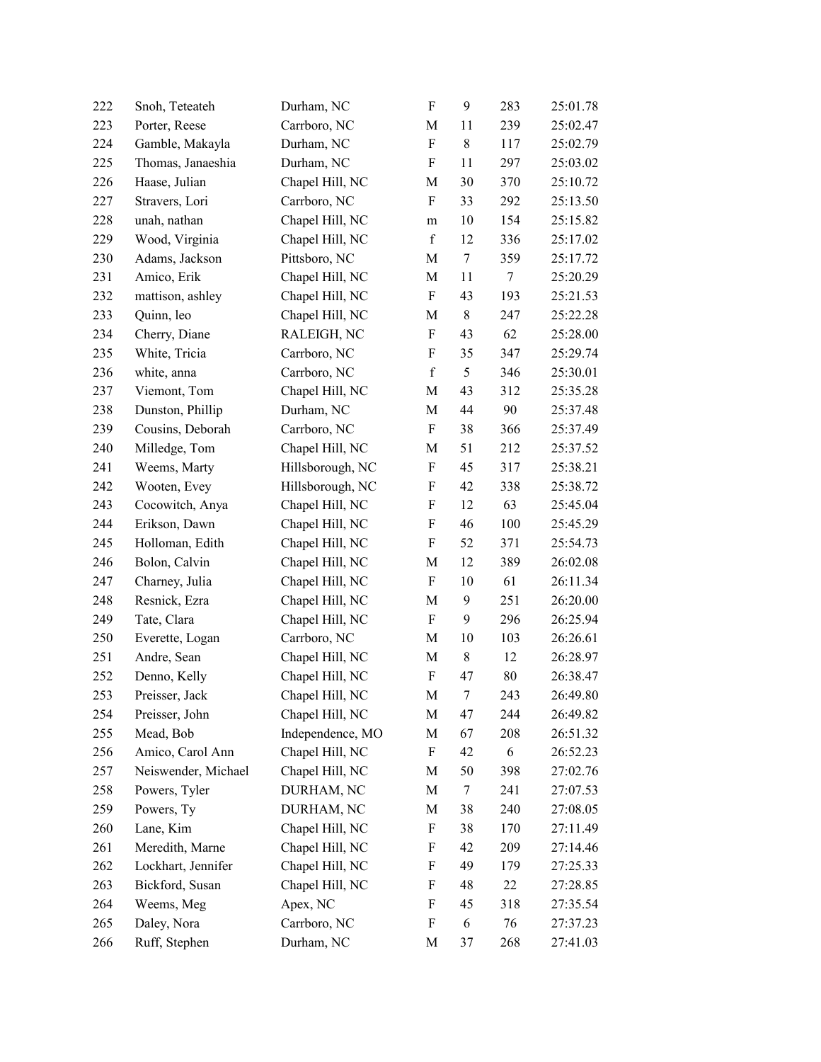| | | | | | | |
|---|---|---|---|---|---|---|
| 222 | Snoh, Teteateh | Durham, NC | F | 9 | 283 | 25:01.78 |
| 223 | Porter, Reese | Carrboro, NC | M | 11 | 239 | 25:02.47 |
| 224 | Gamble, Makayla | Durham, NC | F | 8 | 117 | 25:02.79 |
| 225 | Thomas, Janaeshia | Durham, NC | F | 11 | 297 | 25:03.02 |
| 226 | Haase, Julian | Chapel Hill, NC | M | 30 | 370 | 25:10.72 |
| 227 | Stravers, Lori | Carrboro, NC | F | 33 | 292 | 25:13.50 |
| 228 | unah, nathan | Chapel Hill, NC | m | 10 | 154 | 25:15.82 |
| 229 | Wood, Virginia | Chapel Hill, NC | f | 12 | 336 | 25:17.02 |
| 230 | Adams, Jackson | Pittsboro, NC | M | 7 | 359 | 25:17.72 |
| 231 | Amico, Erik | Chapel Hill, NC | M | 11 | 7 | 25:20.29 |
| 232 | mattison, ashley | Chapel Hill, NC | F | 43 | 193 | 25:21.53 |
| 233 | Quinn, leo | Chapel Hill, NC | M | 8 | 247 | 25:22.28 |
| 234 | Cherry, Diane | RALEIGH, NC | F | 43 | 62 | 25:28.00 |
| 235 | White, Tricia | Carrboro, NC | F | 35 | 347 | 25:29.74 |
| 236 | white, anna | Carrboro, NC | f | 5 | 346 | 25:30.01 |
| 237 | Viemont, Tom | Chapel Hill, NC | M | 43 | 312 | 25:35.28 |
| 238 | Dunston, Phillip | Durham, NC | M | 44 | 90 | 25:37.48 |
| 239 | Cousins, Deborah | Carrboro, NC | F | 38 | 366 | 25:37.49 |
| 240 | Milledge, Tom | Chapel Hill, NC | M | 51 | 212 | 25:37.52 |
| 241 | Weems, Marty | Hillsborough, NC | F | 45 | 317 | 25:38.21 |
| 242 | Wooten, Evey | Hillsborough, NC | F | 42 | 338 | 25:38.72 |
| 243 | Cocowitch, Anya | Chapel Hill, NC | F | 12 | 63 | 25:45.04 |
| 244 | Erikson, Dawn | Chapel Hill, NC | F | 46 | 100 | 25:45.29 |
| 245 | Holloman, Edith | Chapel Hill, NC | F | 52 | 371 | 25:54.73 |
| 246 | Bolon, Calvin | Chapel Hill, NC | M | 12 | 389 | 26:02.08 |
| 247 | Charney, Julia | Chapel Hill, NC | F | 10 | 61 | 26:11.34 |
| 248 | Resnick, Ezra | Chapel Hill, NC | M | 9 | 251 | 26:20.00 |
| 249 | Tate, Clara | Chapel Hill, NC | F | 9 | 296 | 26:25.94 |
| 250 | Everette, Logan | Carrboro, NC | M | 10 | 103 | 26:26.61 |
| 251 | Andre, Sean | Chapel Hill, NC | M | 8 | 12 | 26:28.97 |
| 252 | Denno, Kelly | Chapel Hill, NC | F | 47 | 80 | 26:38.47 |
| 253 | Preisser, Jack | Chapel Hill, NC | M | 7 | 243 | 26:49.80 |
| 254 | Preisser, John | Chapel Hill, NC | M | 47 | 244 | 26:49.82 |
| 255 | Mead, Bob | Independence, MO | M | 67 | 208 | 26:51.32 |
| 256 | Amico, Carol Ann | Chapel Hill, NC | F | 42 | 6 | 26:52.23 |
| 257 | Neiswender, Michael | Chapel Hill, NC | M | 50 | 398 | 27:02.76 |
| 258 | Powers, Tyler | DURHAM, NC | M | 7 | 241 | 27:07.53 |
| 259 | Powers, Ty | DURHAM, NC | M | 38 | 240 | 27:08.05 |
| 260 | Lane, Kim | Chapel Hill, NC | F | 38 | 170 | 27:11.49 |
| 261 | Meredith, Marne | Chapel Hill, NC | F | 42 | 209 | 27:14.46 |
| 262 | Lockhart, Jennifer | Chapel Hill, NC | F | 49 | 179 | 27:25.33 |
| 263 | Bickford, Susan | Chapel Hill, NC | F | 48 | 22 | 27:28.85 |
| 264 | Weems, Meg | Apex, NC | F | 45 | 318 | 27:35.54 |
| 265 | Daley, Nora | Carrboro, NC | F | 6 | 76 | 27:37.23 |
| 266 | Ruff, Stephen | Durham, NC | M | 37 | 268 | 27:41.03 |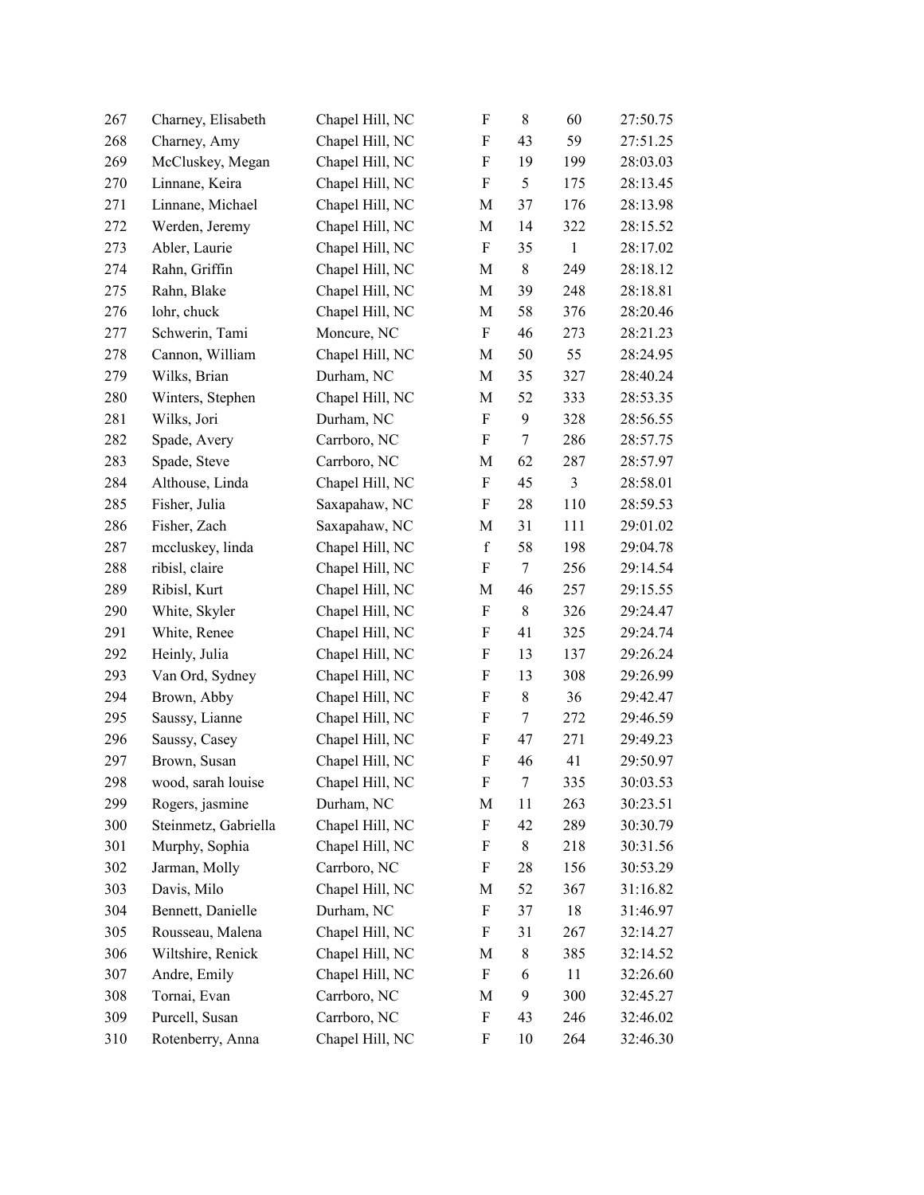| 267 | Charney, Elisabeth | Chapel Hill, NC | F | 8 | 60 | 27:50.75 |
|---|---|---|---|---|---|---|
| 268 | Charney, Amy | Chapel Hill, NC | F | 43 | 59 | 27:51.25 |
| 269 | McCluskey, Megan | Chapel Hill, NC | F | 19 | 199 | 28:03.03 |
| 270 | Linnane, Keira | Chapel Hill, NC | F | 5 | 175 | 28:13.45 |
| 271 | Linnane, Michael | Chapel Hill, NC | M | 37 | 176 | 28:13.98 |
| 272 | Werden, Jeremy | Chapel Hill, NC | M | 14 | 322 | 28:15.52 |
| 273 | Abler, Laurie | Chapel Hill, NC | F | 35 | 1 | 28:17.02 |
| 274 | Rahn, Griffin | Chapel Hill, NC | M | 8 | 249 | 28:18.12 |
| 275 | Rahn, Blake | Chapel Hill, NC | M | 39 | 248 | 28:18.81 |
| 276 | lohr, chuck | Chapel Hill, NC | M | 58 | 376 | 28:20.46 |
| 277 | Schwerin, Tami | Moncure, NC | F | 46 | 273 | 28:21.23 |
| 278 | Cannon, William | Chapel Hill, NC | M | 50 | 55 | 28:24.95 |
| 279 | Wilks, Brian | Durham, NC | M | 35 | 327 | 28:40.24 |
| 280 | Winters, Stephen | Chapel Hill, NC | M | 52 | 333 | 28:53.35 |
| 281 | Wilks, Jori | Durham, NC | F | 9 | 328 | 28:56.55 |
| 282 | Spade, Avery | Carrboro, NC | F | 7 | 286 | 28:57.75 |
| 283 | Spade, Steve | Carrboro, NC | M | 62 | 287 | 28:57.97 |
| 284 | Althouse, Linda | Chapel Hill, NC | F | 45 | 3 | 28:58.01 |
| 285 | Fisher, Julia | Saxapahaw, NC | F | 28 | 110 | 28:59.53 |
| 286 | Fisher, Zach | Saxapahaw, NC | M | 31 | 111 | 29:01.02 |
| 287 | mccluskey, linda | Chapel Hill, NC | f | 58 | 198 | 29:04.78 |
| 288 | ribisl, claire | Chapel Hill, NC | F | 7 | 256 | 29:14.54 |
| 289 | Ribisl, Kurt | Chapel Hill, NC | M | 46 | 257 | 29:15.55 |
| 290 | White, Skyler | Chapel Hill, NC | F | 8 | 326 | 29:24.47 |
| 291 | White, Renee | Chapel Hill, NC | F | 41 | 325 | 29:24.74 |
| 292 | Heinly, Julia | Chapel Hill, NC | F | 13 | 137 | 29:26.24 |
| 293 | Van Ord, Sydney | Chapel Hill, NC | F | 13 | 308 | 29:26.99 |
| 294 | Brown, Abby | Chapel Hill, NC | F | 8 | 36 | 29:42.47 |
| 295 | Saussy, Lianne | Chapel Hill, NC | F | 7 | 272 | 29:46.59 |
| 296 | Saussy, Casey | Chapel Hill, NC | F | 47 | 271 | 29:49.23 |
| 297 | Brown, Susan | Chapel Hill, NC | F | 46 | 41 | 29:50.97 |
| 298 | wood, sarah louise | Chapel Hill, NC | F | 7 | 335 | 30:03.53 |
| 299 | Rogers, jasmine | Durham, NC | M | 11 | 263 | 30:23.51 |
| 300 | Steinmetz, Gabriella | Chapel Hill, NC | F | 42 | 289 | 30:30.79 |
| 301 | Murphy, Sophia | Chapel Hill, NC | F | 8 | 218 | 30:31.56 |
| 302 | Jarman, Molly | Carrboro, NC | F | 28 | 156 | 30:53.29 |
| 303 | Davis, Milo | Chapel Hill, NC | M | 52 | 367 | 31:16.82 |
| 304 | Bennett, Danielle | Durham, NC | F | 37 | 18 | 31:46.97 |
| 305 | Rousseau, Malena | Chapel Hill, NC | F | 31 | 267 | 32:14.27 |
| 306 | Wiltshire, Renick | Chapel Hill, NC | M | 8 | 385 | 32:14.52 |
| 307 | Andre, Emily | Chapel Hill, NC | F | 6 | 11 | 32:26.60 |
| 308 | Tornai, Evan | Carrboro, NC | M | 9 | 300 | 32:45.27 |
| 309 | Purcell, Susan | Carrboro, NC | F | 43 | 246 | 32:46.02 |
| 310 | Rotenberry, Anna | Chapel Hill, NC | F | 10 | 264 | 32:46.30 |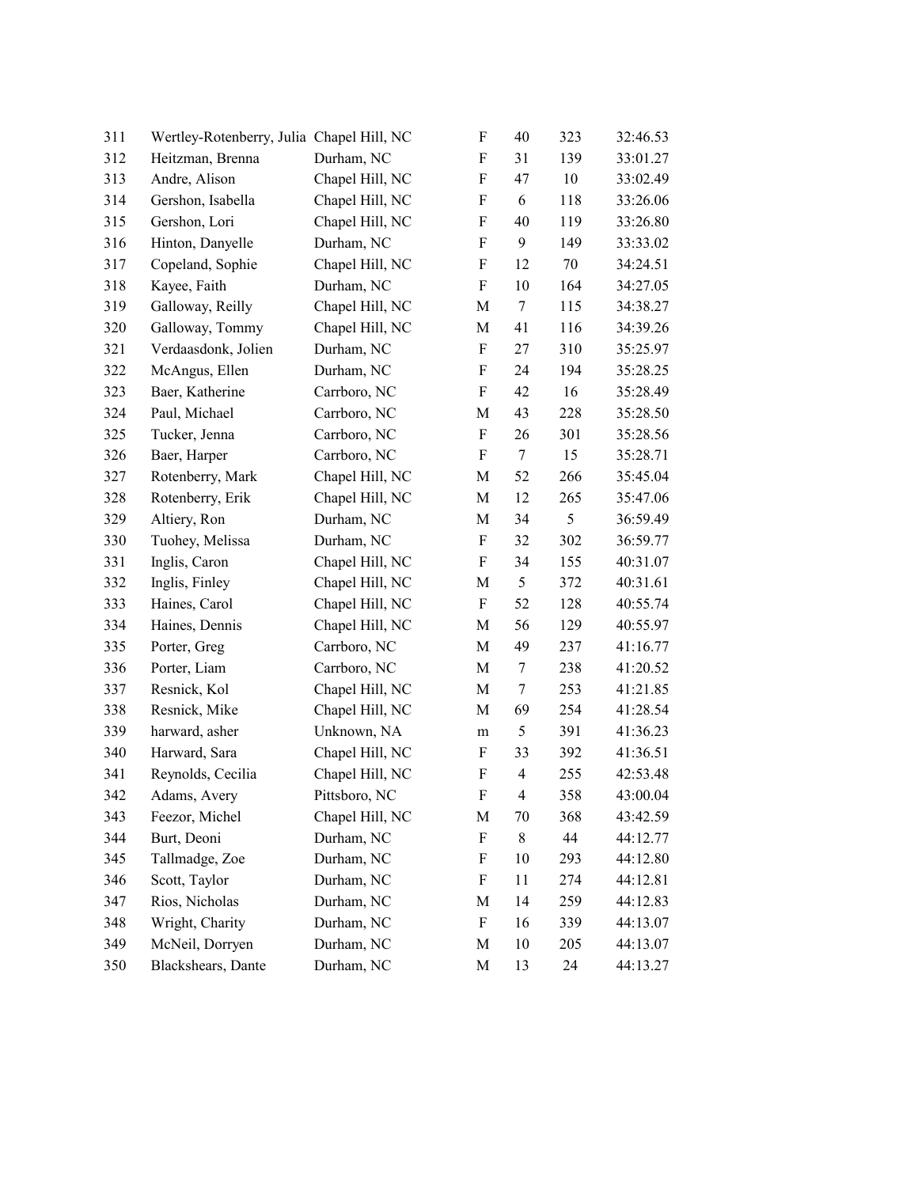| | | | | | | |
|---|---|---|---|---|---|---|
| 311 | Wertley-Rotenberry, Julia | Chapel Hill, NC | F | 40 | 323 | 32:46.53 |
| 312 | Heitzman, Brenna | Durham, NC | F | 31 | 139 | 33:01.27 |
| 313 | Andre, Alison | Chapel Hill, NC | F | 47 | 10 | 33:02.49 |
| 314 | Gershon, Isabella | Chapel Hill, NC | F | 6 | 118 | 33:26.06 |
| 315 | Gershon, Lori | Chapel Hill, NC | F | 40 | 119 | 33:26.80 |
| 316 | Hinton, Danyelle | Durham, NC | F | 9 | 149 | 33:33.02 |
| 317 | Copeland, Sophie | Chapel Hill, NC | F | 12 | 70 | 34:24.51 |
| 318 | Kayee, Faith | Durham, NC | F | 10 | 164 | 34:27.05 |
| 319 | Galloway, Reilly | Chapel Hill, NC | M | 7 | 115 | 34:38.27 |
| 320 | Galloway, Tommy | Chapel Hill, NC | M | 41 | 116 | 34:39.26 |
| 321 | Verdaasdonk, Jolien | Durham, NC | F | 27 | 310 | 35:25.97 |
| 322 | McAngus, Ellen | Durham, NC | F | 24 | 194 | 35:28.25 |
| 323 | Baer, Katherine | Carrboro, NC | F | 42 | 16 | 35:28.49 |
| 324 | Paul, Michael | Carrboro, NC | M | 43 | 228 | 35:28.50 |
| 325 | Tucker, Jenna | Carrboro, NC | F | 26 | 301 | 35:28.56 |
| 326 | Baer, Harper | Carrboro, NC | F | 7 | 15 | 35:28.71 |
| 327 | Rotenberry, Mark | Chapel Hill, NC | M | 52 | 266 | 35:45.04 |
| 328 | Rotenberry, Erik | Chapel Hill, NC | M | 12 | 265 | 35:47.06 |
| 329 | Altiery, Ron | Durham, NC | M | 34 | 5 | 36:59.49 |
| 330 | Tuohey, Melissa | Durham, NC | F | 32 | 302 | 36:59.77 |
| 331 | Inglis, Caron | Chapel Hill, NC | F | 34 | 155 | 40:31.07 |
| 332 | Inglis, Finley | Chapel Hill, NC | M | 5 | 372 | 40:31.61 |
| 333 | Haines, Carol | Chapel Hill, NC | F | 52 | 128 | 40:55.74 |
| 334 | Haines, Dennis | Chapel Hill, NC | M | 56 | 129 | 40:55.97 |
| 335 | Porter, Greg | Carrboro, NC | M | 49 | 237 | 41:16.77 |
| 336 | Porter, Liam | Carrboro, NC | M | 7 | 238 | 41:20.52 |
| 337 | Resnick, Kol | Chapel Hill, NC | M | 7 | 253 | 41:21.85 |
| 338 | Resnick, Mike | Chapel Hill, NC | M | 69 | 254 | 41:28.54 |
| 339 | harward, asher | Unknown, NA | m | 5 | 391 | 41:36.23 |
| 340 | Harward, Sara | Chapel Hill, NC | F | 33 | 392 | 41:36.51 |
| 341 | Reynolds, Cecilia | Chapel Hill, NC | F | 4 | 255 | 42:53.48 |
| 342 | Adams, Avery | Pittsboro, NC | F | 4 | 358 | 43:00.04 |
| 343 | Feezor, Michel | Chapel Hill, NC | M | 70 | 368 | 43:42.59 |
| 344 | Burt, Deoni | Durham, NC | F | 8 | 44 | 44:12.77 |
| 345 | Tallmadge, Zoe | Durham, NC | F | 10 | 293 | 44:12.80 |
| 346 | Scott, Taylor | Durham, NC | F | 11 | 274 | 44:12.81 |
| 347 | Rios, Nicholas | Durham, NC | M | 14 | 259 | 44:12.83 |
| 348 | Wright, Charity | Durham, NC | F | 16 | 339 | 44:13.07 |
| 349 | McNeil, Dorryen | Durham, NC | M | 10 | 205 | 44:13.07 |
| 350 | Blackshears, Dante | Durham, NC | M | 13 | 24 | 44:13.27 |